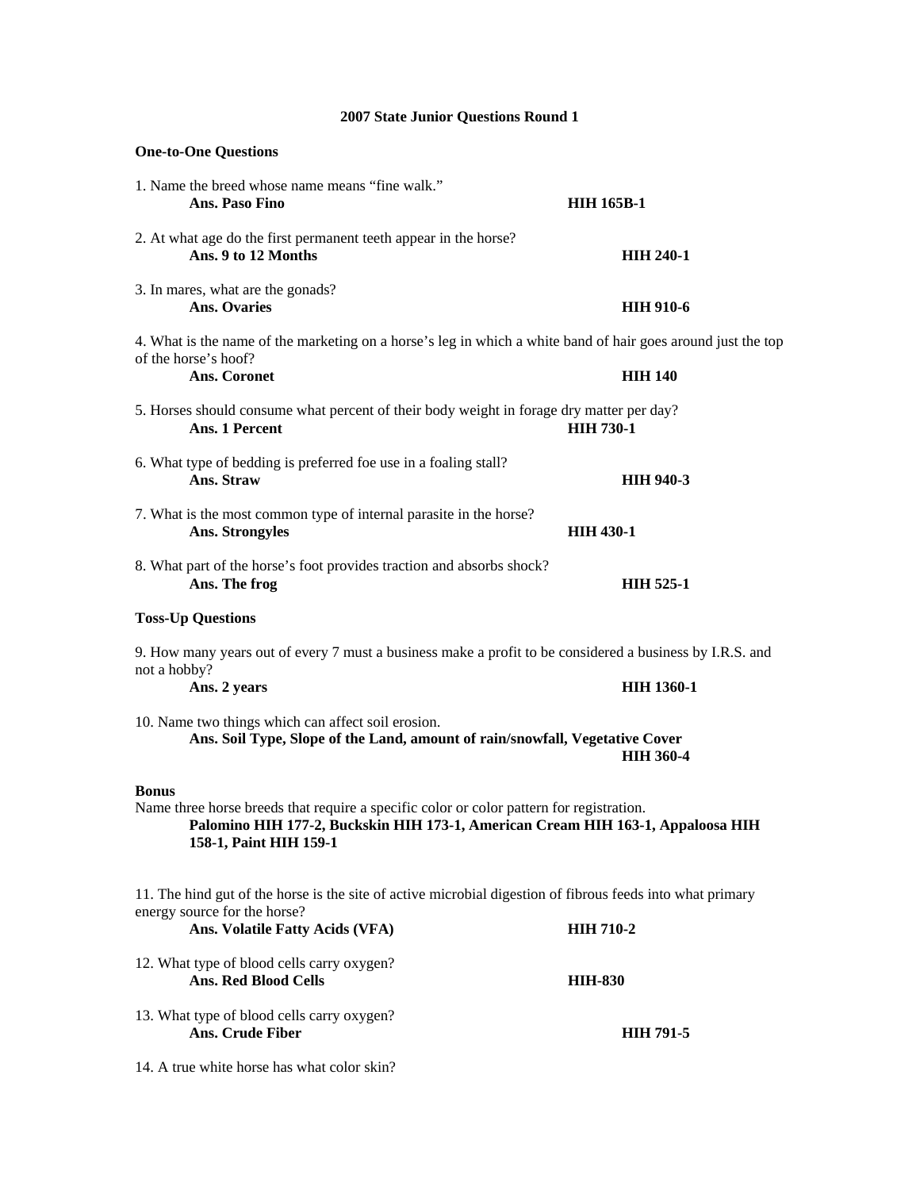# 2007 State Junior Questions Round 1

## One-to-One Questions

1. Name the breed whose name means "fine walk."
   **Ans. Paso Fino** **HIH 165B-1**

2. At what age do the first permanent teeth appear in the horse?
   **Ans. 9 to 12 Months** **HIH 240-1**

3. In mares, what are the gonads?
   **Ans. Ovaries** **HIH 910-6**

4. What is the name of the marketing on a horse's leg in which a white band of hair goes around just the top of the horse's hoof?
   **Ans. Coronet** **HIH 140**

5. Horses should consume what percent of their body weight in forage dry matter per day?
   **Ans. 1 Percent** **HIH 730-1**

6. What type of bedding is preferred foe use in a foaling stall?
   **Ans. Straw** **HIH 940-3**

7. What is the most common type of internal parasite in the horse?
   **Ans. Strongyles** **HIH 430-1**

8. What part of the horse's foot provides traction and absorbs shock?
   **Ans. The frog** **HIH 525-1**

## Toss-Up Questions

9. How many years out of every 7 must a business make a profit to be considered a business by I.R.S. and not a hobby?
   **Ans. 2 years** **HIH 1360-1**

10. Name two things which can affect soil erosion.
    **Ans. Soil Type, Slope of the Land, amount of rain/snowfall, Vegetative Cover**
    **HIH 360-4**

**Bonus**
Name three horse breeds that require a specific color or color pattern for registration.
**Palomino HIH 177-2, Buckskin HIH 173-1, American Cream HIH 163-1, Appaloosa HIH 158-1, Paint HIH 159-1**

11. The hind gut of the horse is the site of active microbial digestion of fibrous feeds into what primary energy source for the horse?
    **Ans. Volatile Fatty Acids (VFA)** **HIH 710-2**

12. What type of blood cells carry oxygen?
    **Ans. Red Blood Cells** **HIH-830**

13. What type of blood cells carry oxygen?
    **Ans. Crude Fiber** **HIH 791-5**

14. A true white horse has what color skin?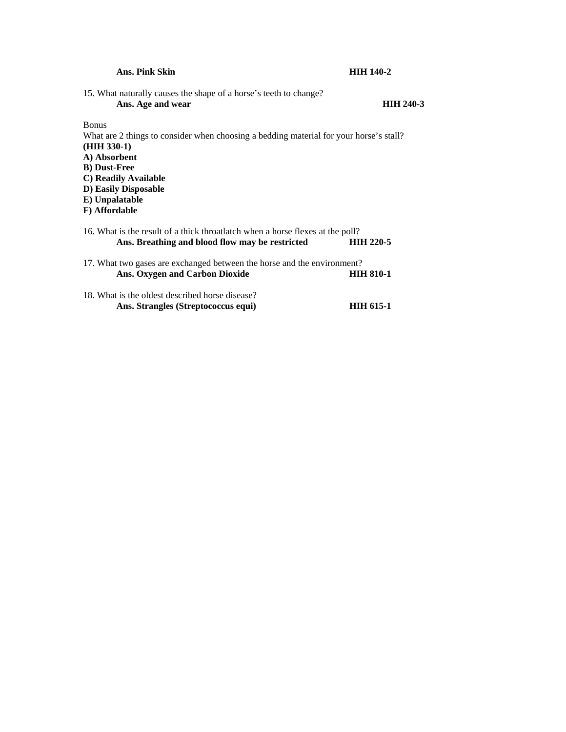**Ans. Pink Skin** **HIH 140-2**

15. What naturally causes the shape of a horse's teeth to change?
**Ans. Age and wear** **HIH 240-3**

Bonus

What are 2 things to consider when choosing a bedding material for your horse's stall?
**(HIH 330-1)**
**A) Absorbent**
**B) Dust-Free**
**C) Readily Available**
**D) Easily Disposable**
**E) Unpalatable**
**F) Affordable**

16. What is the result of a thick throatlatch when a horse flexes at the poll?
**Ans. Breathing and blood flow may be restricted** **HIH 220-5**

17. What two gases are exchanged between the horse and the environment?
**Ans. Oxygen and Carbon Dioxide** **HIH 810-1**

18. What is the oldest described horse disease?
**Ans. Strangles (Streptococcus equi)** **HIH 615-1**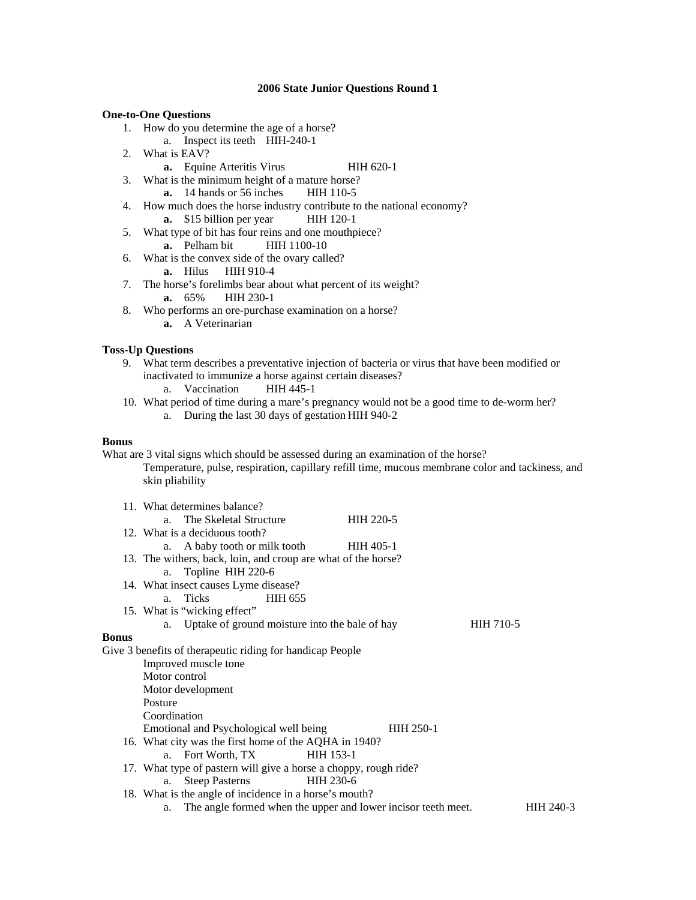**2006 State Junior Questions Round 1**

**One-to-One Questions**

1. How do you determine the age of a horse?
    a. Inspect its teeth HIH-240-1
2. What is EAV?
    **a.** Equine Arteritis Virus HIH 620-1
3. What is the minimum height of a mature horse?
    **a.** 14 hands or 56 inches HIH 110-5
4. How much does the horse industry contribute to the national economy?
    **a.** $15 billion per year HIH 120-1
5. What type of bit has four reins and one mouthpiece?
    **a.** Pelham bit HIH 1100-10
6. What is the convex side of the ovary called?
    **a.** Hilus HIH 910-4
7. The horse's forelimbs bear about what percent of its weight?
    **a.** 65% HIH 230-1
8. Who performs an ore-purchase examination on a horse?
    **a.** A Veterinarian

**Toss-Up Questions**

9. What term describes a preventative injection of bacteria or virus that have been modified or inactivated to immunize a horse against certain diseases?
    a. Vaccination HIH 445-1
10. What period of time during a mare's pregnancy would not be a good time to de-worm her?
    a. During the last 30 days of gestation HIH 940-2

**Bonus**

What are 3 vital signs which should be assessed during an examination of the horse?

Temperature, pulse, respiration, capillary refill time, mucous membrane color and tackiness, and skin pliability

11. What determines balance?
    a. The Skeletal Structure HIH 220-5
12. What is a deciduous tooth?
    a. A baby tooth or milk tooth HIH 405-1
13. The withers, back, loin, and croup are what of the horse?
    a. Topline HIH 220-6
14. What insect causes Lyme disease?
    a. Ticks HIH 655
15. What is "wicking effect"
    a. Uptake of ground moisture into the bale of hay HIH 710-5

**Bonus**

Give 3 benefits of therapeutic riding for handicap People

Improved muscle tone
Motor control
Motor development
Posture
Coordination
Emotional and Psychological well being HIH 250-1

16. What city was the first home of the AQHA in 1940?
    a. Fort Worth, TX HIH 153-1
17. What type of pastern will give a horse a choppy, rough ride?
    a. Steep Pasterns HIH 230-6
18. What is the angle of incidence in a horse's mouth?
    a. The angle formed when the upper and lower incisor teeth meet. HIH 240-3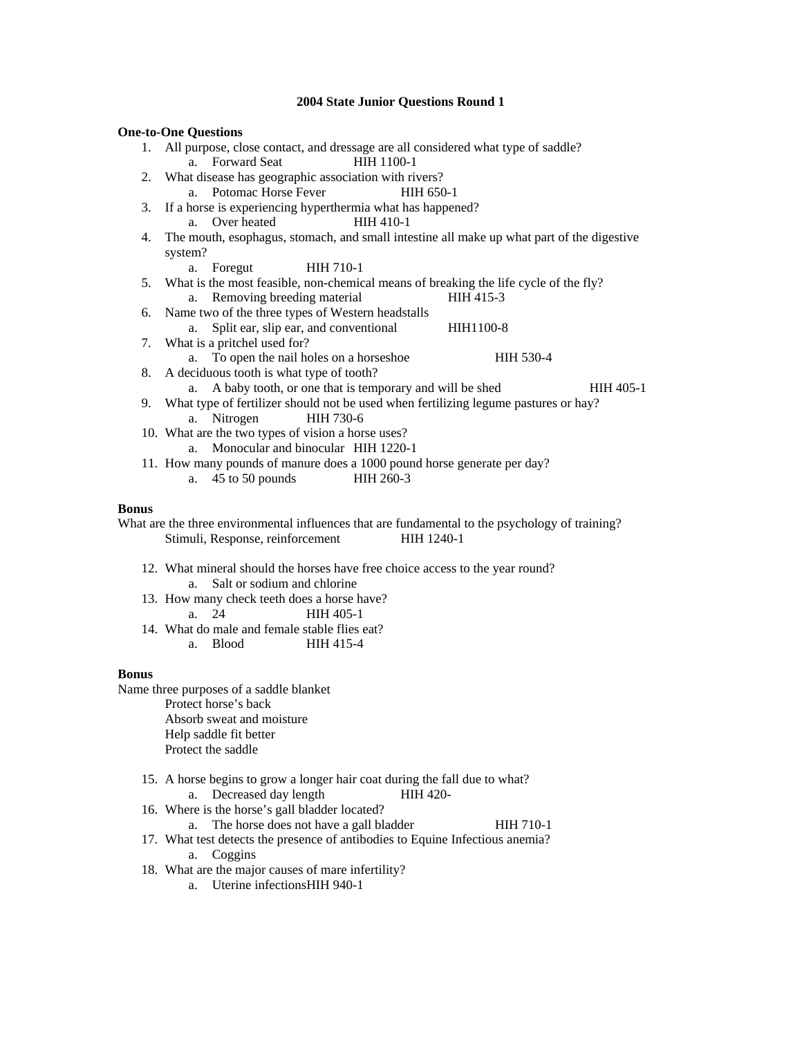**2004 State Junior Questions Round 1**

**One-to-One Questions**

1. All purpose, close contact, and dressage are all considered what type of saddle?
    a. Forward Seat HIH 1100-1
2. What disease has geographic association with rivers?
    a. Potomac Horse Fever HIH 650-1
3. If a horse is experiencing hyperthermia what has happened?
    a. Over heated HIH 410-1
4. The mouth, esophagus, stomach, and small intestine all make up what part of the digestive system?
    a. Foregut HIH 710-1
5. What is the most feasible, non-chemical means of breaking the life cycle of the fly?
    a. Removing breeding material HIH 415-3
6. Name two of the three types of Western headstalls
    a. Split ear, slip ear, and conventional HIH1100-8
7. What is a pritchel used for?
    a. To open the nail holes on a horseshoe HIH 530-4
8. A deciduous tooth is what type of tooth?
    a. A baby tooth, or one that is temporary and will be shed HIH 405-1
9. What type of fertilizer should not be used when fertilizing legume pastures or hay?
    a. Nitrogen HIH 730-6
10. What are the two types of vision a horse uses?
    a. Monocular and binocular HIH 1220-1
11. How many pounds of manure does a 1000 pound horse generate per day?
    a. 45 to 50 pounds HIH 260-3

**Bonus**

What are the three environmental influences that are fundamental to the psychology of training?

Stimuli, Response, reinforcement HIH 1240-1

12. What mineral should the horses have free choice access to the year round?
    a. Salt or sodium and chlorine
13. How many check teeth does a horse have?
    a. 24 HIH 405-1
14. What do male and female stable flies eat?
    a. Blood HIH 415-4

**Bonus**

Name three purposes of a saddle blanket

Protect horse's back
Absorb sweat and moisture
Help saddle fit better
Protect the saddle

15. A horse begins to grow a longer hair coat during the fall due to what?
    a. Decreased day length HIH 420-
16. Where is the horse's gall bladder located?
    a. The horse does not have a gall bladder HIH 710-1
17. What test detects the presence of antibodies to Equine Infectious anemia?
    a. Coggins
18. What are the major causes of mare infertility?
    a. Uterine infectionsHIH 940-1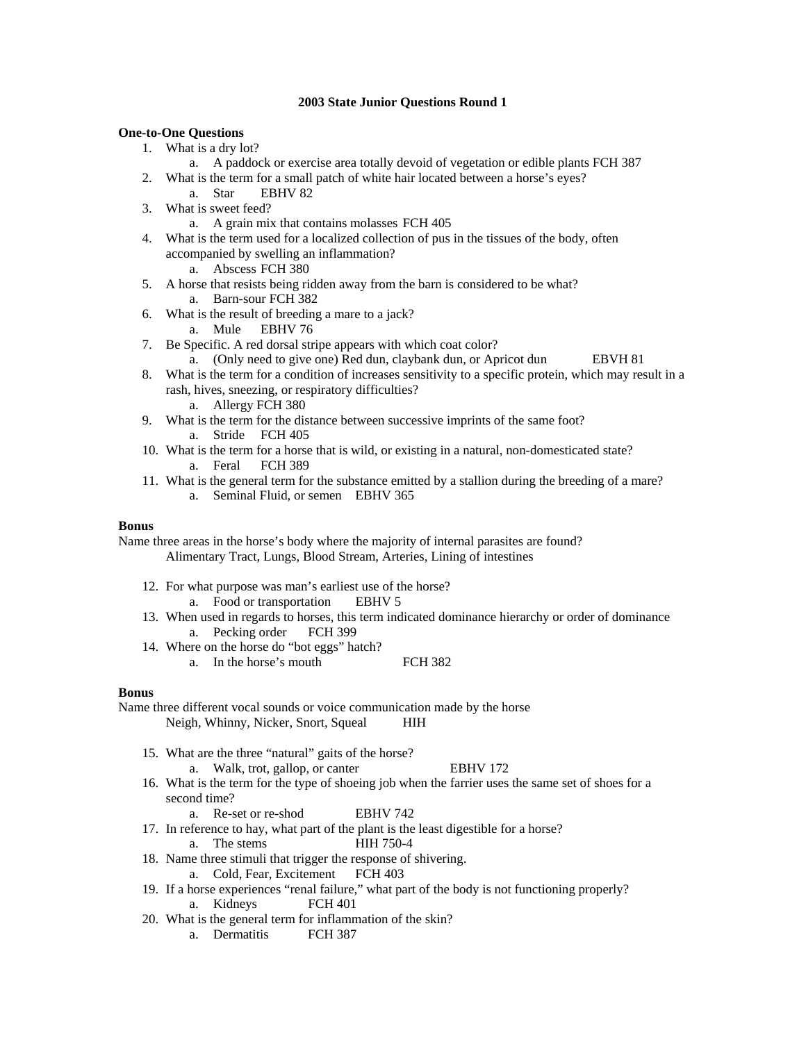**2003 State Junior Questions Round 1**

**One-to-One Questions**

1. What is a dry lot?
   a. A paddock or exercise area totally devoid of vegetation or edible plants FCH 387
2. What is the term for a small patch of white hair located between a horse's eyes?
   a. Star EBHV 82
3. What is sweet feed?
   a. A grain mix that contains molasses FCH 405
4. What is the term used for a localized collection of pus in the tissues of the body, often accompanied by swelling an inflammation?
   a. Abscess FCH 380
5. A horse that resists being ridden away from the barn is considered to be what?
   a. Barn-sour FCH 382
6. What is the result of breeding a mare to a jack?
   a. Mule EBHV 76
7. Be Specific. A red dorsal stripe appears with which coat color?
   a. (Only need to give one) Red dun, claybank dun, or Apricot dun EBVH 81
8. What is the term for a condition of increases sensitivity to a specific protein, which may result in a rash, hives, sneezing, or respiratory difficulties?
   a. Allergy FCH 380
9. What is the term for the distance between successive imprints of the same foot?
   a. Stride FCH 405
10. What is the term for a horse that is wild, or existing in a natural, non-domesticated state?
    a. Feral FCH 389
11. What is the general term for the substance emitted by a stallion during the breeding of a mare?
    a. Seminal Fluid, or semen EBHV 365

**Bonus**

Name three areas in the horse's body where the majority of internal parasites are found?

Alimentary Tract, Lungs, Blood Stream, Arteries, Lining of intestines

12. For what purpose was man's earliest use of the horse?
    a. Food or transportation EBHV 5
13. When used in regards to horses, this term indicated dominance hierarchy or order of dominance
    a. Pecking order FCH 399
14. Where on the horse do "bot eggs" hatch?
    a. In the horse's mouth FCH 382

**Bonus**

Name three different vocal sounds or voice communication made by the horse

Neigh, Whinny, Nicker, Snort, Squeal HIH

15. What are the three "natural" gaits of the horse?
    a. Walk, trot, gallop, or canter EBHV 172
16. What is the term for the type of shoeing job when the farrier uses the same set of shoes for a second time?
    a. Re-set or re-shod EBHV 742
17. In reference to hay, what part of the plant is the least digestible for a horse?
    a. The stems HIH 750-4
18. Name three stimuli that trigger the response of shivering.
    a. Cold, Fear, Excitement FCH 403
19. If a horse experiences "renal failure," what part of the body is not functioning properly?
    a. Kidneys FCH 401
20. What is the general term for inflammation of the skin?
    a. Dermatitis FCH 387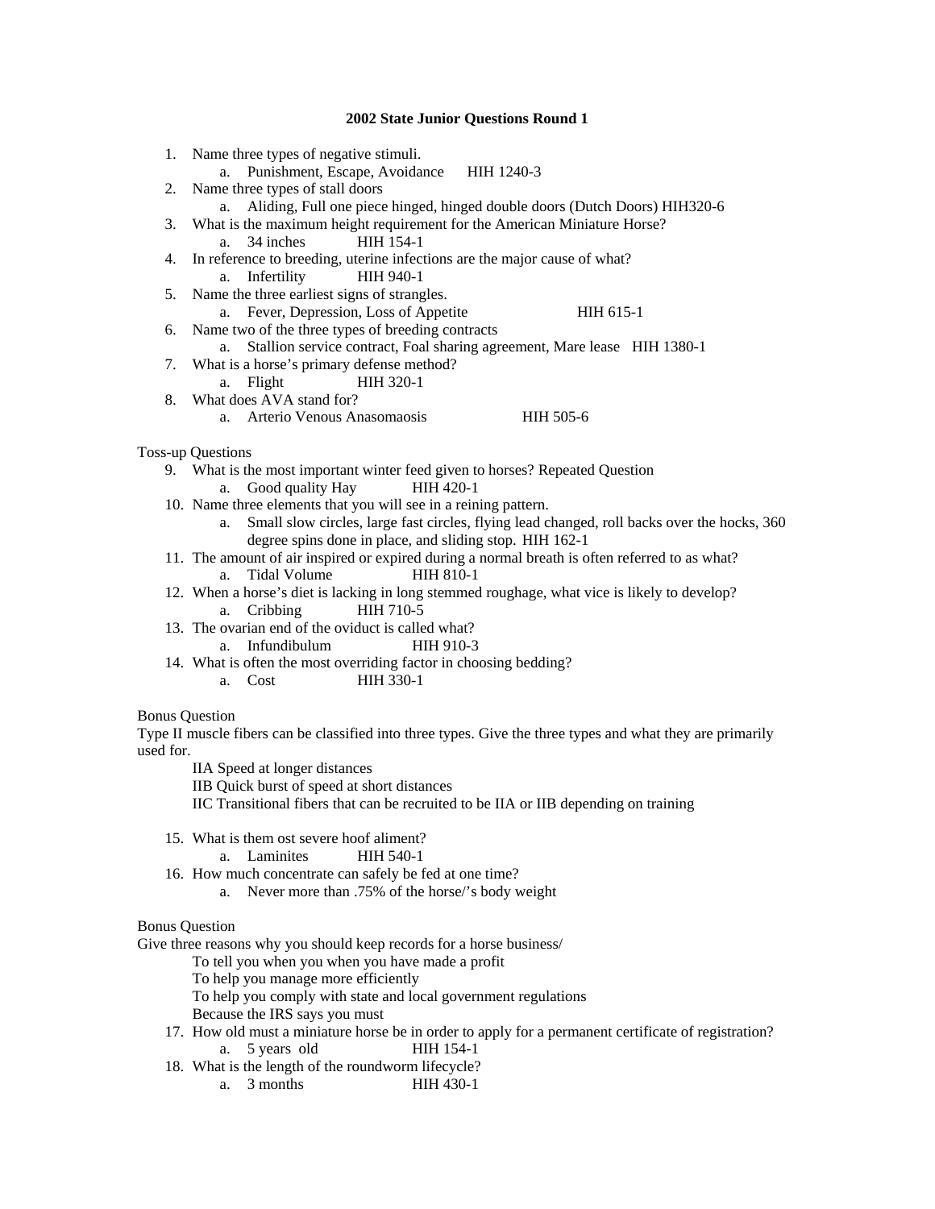# 2002 State Junior Questions Round 1

1. Name three types of negative stimuli.
   a. Punishment, Escape, Avoidance HIH 1240-3
2. Name three types of stall doors
   a. Aliding, Full one piece hinged, hinged double doors (Dutch Doors) HIH320-6
3. What is the maximum height requirement for the American Miniature Horse?
   a. 34 inches HIH 154-1
4. In reference to breeding, uterine infections are the major cause of what?
   a. Infertility HIH 940-1
5. Name the three earliest signs of strangles.
   a. Fever, Depression, Loss of Appetite HIH 615-1
6. Name two of the three types of breeding contracts
   a. Stallion service contract, Foal sharing agreement, Mare lease HIH 1380-1
7. What is a horse's primary defense method?
   a. Flight HIH 320-1
8. What does AVA stand for?
   a. Arterio Venous Anasomaosis HIH 505-6

Toss-up Questions

9. What is the most important winter feed given to horses? Repeated Question
   a. Good quality Hay HIH 420-1
10. Name three elements that you will see in a reining pattern.
    a. Small slow circles, large fast circles, flying lead changed, roll backs over the hocks, 360 degree spins done in place, and sliding stop. HIH 162-1
11. The amount of air inspired or expired during a normal breath is often referred to as what?
    a. Tidal Volume HIH 810-1
12. When a horse's diet is lacking in long stemmed roughage, what vice is likely to develop?
    a. Cribbing HIH 710-5
13. The ovarian end of the oviduct is called what?
    a. Infundibulum HIH 910-3
14. What is often the most overriding factor in choosing bedding?
    a. Cost HIH 330-1

Bonus Question

Type II muscle fibers can be classified into three types. Give the three types and what they are primarily used for.

IIA Speed at longer distances
IIB Quick burst of speed at short distances
IIC Transitional fibers that can be recruited to be IIA or IIB depending on training

15. What is them ost severe hoof aliment?
    a. Laminites HIH 540-1
16. How much concentrate can safely be fed at one time?
    a. Never more than .75% of the horse/'s body weight

Bonus Question

Give three reasons why you should keep records for a horse business/

To tell you when you when you have made a profit
To help you manage more efficiently
To help you comply with state and local government regulations
Because the IRS says you must

17. How old must a miniature horse be in order to apply for a permanent certificate of registration?
    a. 5 years old HIH 154-1
18. What is the length of the roundworm lifecycle?
    a. 3 months HIH 430-1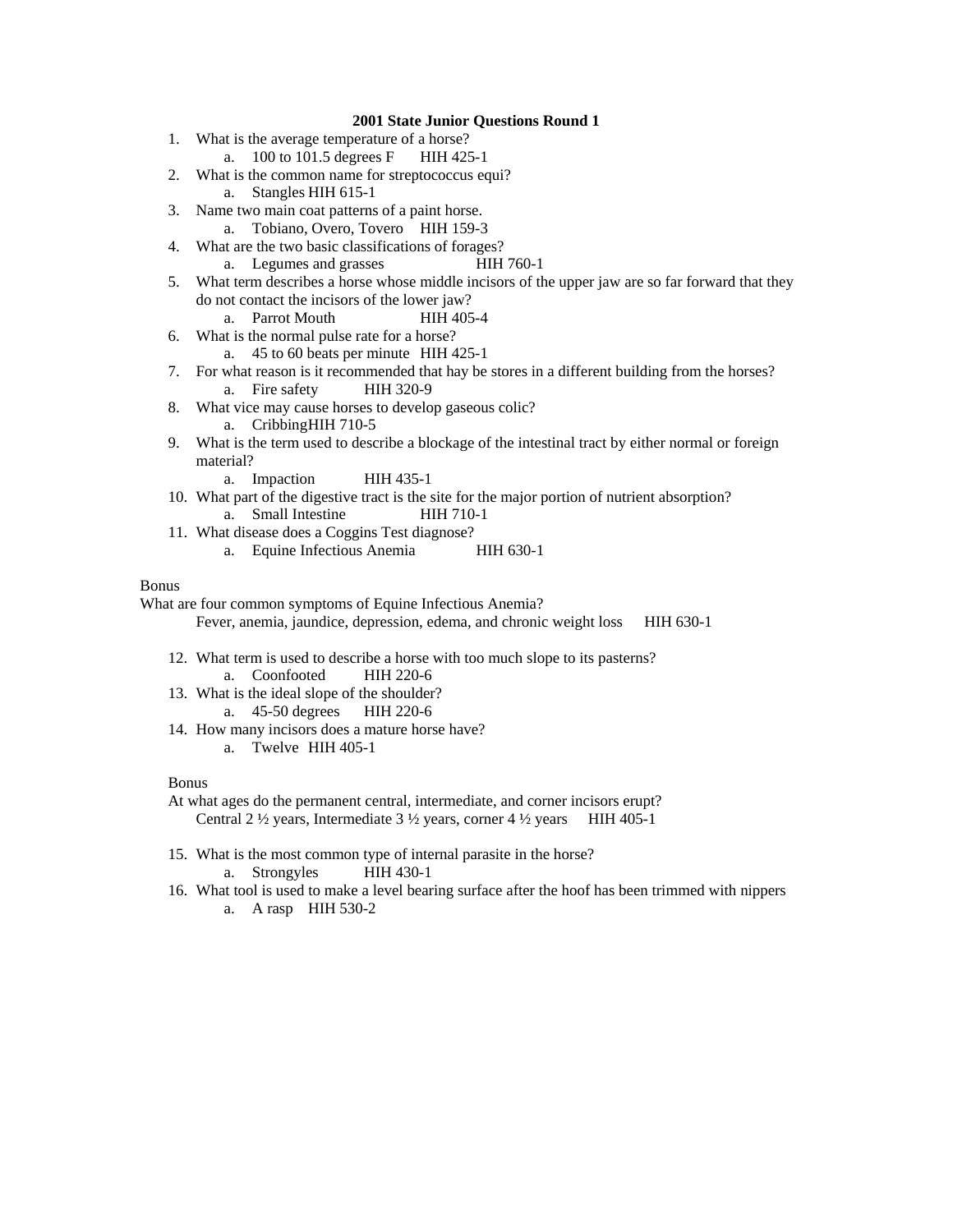**2001 State Junior Questions Round 1**

1. What is the average temperature of a horse?
   a. 100 to 101.5 degrees F HIH 425-1
2. What is the common name for streptococcus equi?
   a. Stangles HIH 615-1
3. Name two main coat patterns of a paint horse.
   a. Tobiano, Overo, Tovero HIH 159-3
4. What are the two basic classifications of forages?
   a. Legumes and grasses HIH 760-1
5. What term describes a horse whose middle incisors of the upper jaw are so far forward that they do not contact the incisors of the lower jaw?
   a. Parrot Mouth HIH 405-4
6. What is the normal pulse rate for a horse?
   a. 45 to 60 beats per minute HIH 425-1
7. For what reason is it recommended that hay be stores in a different building from the horses?
   a. Fire safety HIH 320-9
8. What vice may cause horses to develop gaseous colic?
   a. CribbingHIH 710-5
9. What is the term used to describe a blockage of the intestinal tract by either normal or foreign material?
   a. Impaction HIH 435-1
10. What part of the digestive tract is the site for the major portion of nutrient absorption?
    a. Small Intestine HIH 710-1
11. What disease does a Coggins Test diagnose?
    a. Equine Infectious Anemia HIH 630-1

Bonus
What are four common symptoms of Equine Infectious Anemia?
Fever, anemia, jaundice, depression, edema, and chronic weight loss HIH 630-1

12. What term is used to describe a horse with too much slope to its pasterns?
    a. Coonfooted HIH 220-6
13. What is the ideal slope of the shoulder?
    a. 45-50 degrees HIH 220-6
14. How many incisors does a mature horse have?
    a. Twelve HIH 405-1

Bonus
At what ages do the permanent central, intermediate, and corner incisors erupt?
Central 2 ½ years, Intermediate 3 ½ years, corner 4 ½ years HIH 405-1

15. What is the most common type of internal parasite in the horse?
    a. Strongyles HIH 430-1
16. What tool is used to make a level bearing surface after the hoof has been trimmed with nippers
    a. A rasp HIH 530-2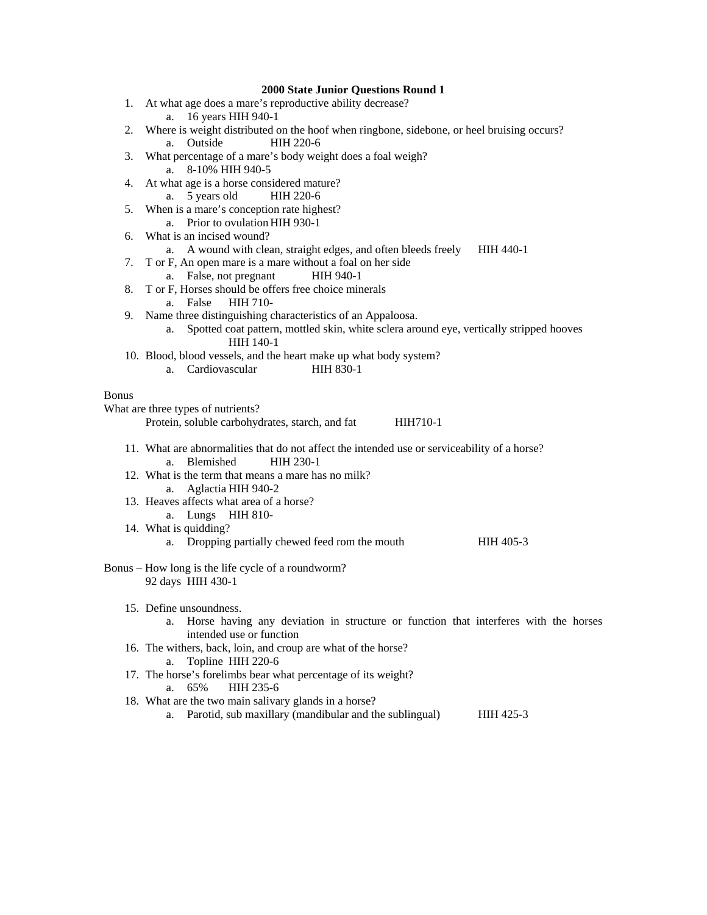**2000 State Junior Questions Round 1**

1. At what age does a mare's reproductive ability decrease?
   a. 16 years HIH 940-1
2. Where is weight distributed on the hoof when ringbone, sidebone, or heel bruising occurs?
   a. Outside HIH 220-6
3. What percentage of a mare's body weight does a foal weigh?
   a. 8-10% HIH 940-5
4. At what age is a horse considered mature?
   a. 5 years old HIH 220-6
5. When is a mare's conception rate highest?
   a. Prior to ovulation HIH 930-1
6. What is an incised wound?
   a. A wound with clean, straight edges, and often bleeds freely HIH 440-1
7. T or F, An open mare is a mare without a foal on her side
   a. False, not pregnant HIH 940-1
8. T or F, Horses should be offers free choice minerals
   a. False HIH 710-
9. Name three distinguishing characteristics of an Appaloosa.
   a. Spotted coat pattern, mottled skin, white sclera around eye, vertically stripped hooves HIH 140-1
10. Blood, blood vessels, and the heart make up what body system?
    a. Cardiovascular HIH 830-1

Bonus
What are three types of nutrients?
Protein, soluble carbohydrates, starch, and fat HIH710-1

11. What are abnormalities that do not affect the intended use or serviceability of a horse?
    a. Blemished HIH 230-1
12. What is the term that means a mare has no milk?
    a. Aglactia HIH 940-2
13. Heaves affects what area of a horse?
    a. Lungs HIH 810-
14. What is quidding?
    a. Dropping partially chewed feed rom the mouth HIH 405-3

Bonus – How long is the life cycle of a roundworm?
92 days HIH 430-1

15. Define unsoundness.
    a. Horse having any deviation in structure or function that interferes with the horses intended use or function
16. The withers, back, loin, and croup are what of the horse?
    a. Topline HIH 220-6
17. The horse's forelimbs bear what percentage of its weight?
    a. 65% HIH 235-6
18. What are the two main salivary glands in a horse?
    a. Parotid, sub maxillary (mandibular and the sublingual) HIH 425-3